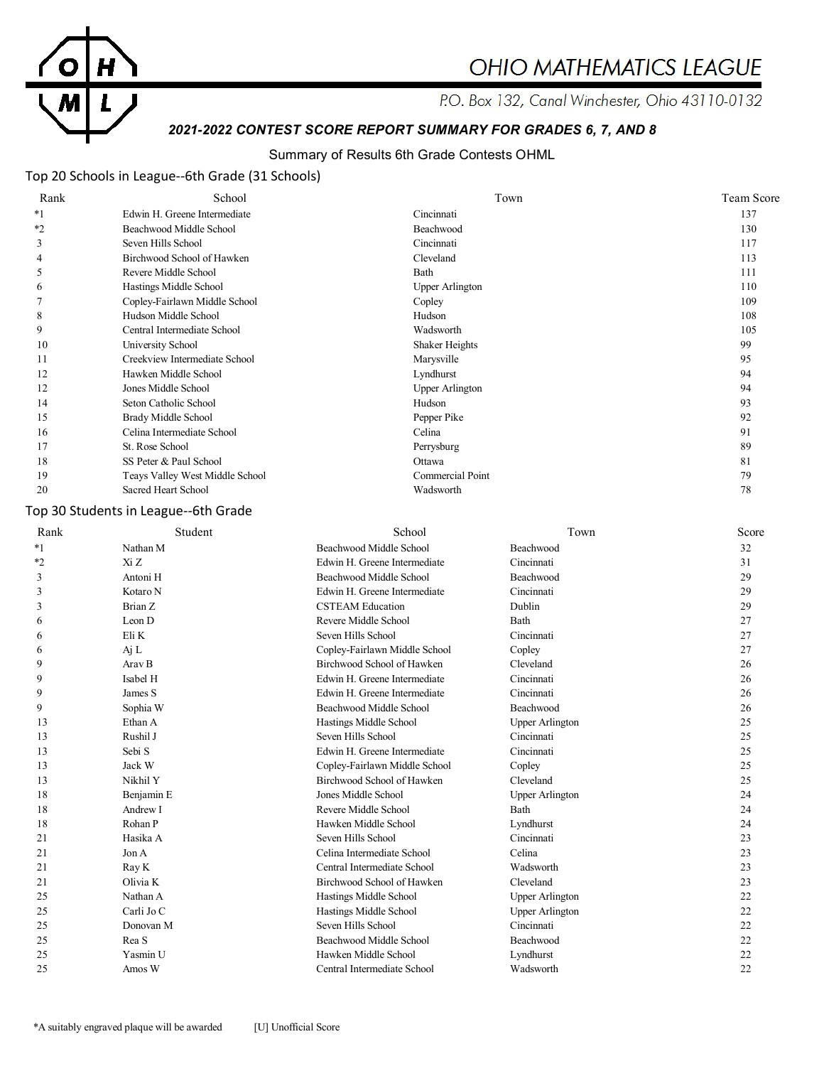# OHIO MATHEMATICS LEAGUE

P.O. Box 132, Canal Winchester, Ohio 43110-0132

## *2021-2022 CONTEST SCORE REPORT SUMMARY FOR GRADES 6, 7, AND 8*

### Summary of Results 6th Grade Contests OHML

### Top 20 Schools in League--6th Grade (31 Schools)

| Rank | School | Town | Team Score |
|---|---|---|---|
| *1 | Edwin H. Greene Intermediate | Cincinnati | 137 |
| *2 | Beachwood Middle School | Beachwood | 130 |
| 3 | Seven Hills School | Cincinnati | 117 |
| 4 | Birchwood School of Hawken | Cleveland | 113 |
| 5 | Revere Middle School | Bath | 111 |
| 6 | Hastings Middle School | Upper Arlington | 110 |
| 7 | Copley-Fairlawn Middle School | Copley | 109 |
| 8 | Hudson Middle School | Hudson | 108 |
| 9 | Central Intermediate School | Wadsworth | 105 |
| 10 | University School | Shaker Heights | 99 |
| 11 | Creekview Intermediate School | Marysville | 95 |
| 12 | Hawken Middle School | Lyndhurst | 94 |
| 12 | Jones Middle School | Upper Arlington | 94 |
| 14 | Seton Catholic School | Hudson | 93 |
| 15 | Brady Middle School | Pepper Pike | 92 |
| 16 | Celina Intermediate School | Celina | 91 |
| 17 | St. Rose School | Perrysburg | 89 |
| 18 | SS Peter & Paul School | Ottawa | 81 |
| 19 | Teays Valley West Middle School | Commercial Point | 79 |
| 20 | Sacred Heart School | Wadsworth | 78 |

### Top 30 Students in League--6th Grade

| Rank | Student | School | Town | Score |
|---|---|---|---|---|
| *1 | Nathan M | Beachwood Middle School | Beachwood | 32 |
| *2 | Xi Z | Edwin H. Greene Intermediate | Cincinnati | 31 |
| 3 | Antoni H | Beachwood Middle School | Beachwood | 29 |
| 3 | Kotaro N | Edwin H. Greene Intermediate | Cincinnati | 29 |
| 3 | Brian Z | CSTEAM Education | Dublin | 29 |
| 6 | Leon D | Revere Middle School | Bath | 27 |
| 6 | Eli K | Seven Hills School | Cincinnati | 27 |
| 6 | Aj L | Copley-Fairlawn Middle School | Copley | 27 |
| 9 | Arav B | Birchwood School of Hawken | Cleveland | 26 |
| 9 | Isabel H | Edwin H. Greene Intermediate | Cincinnati | 26 |
| 9 | James S | Edwin H. Greene Intermediate | Cincinnati | 26 |
| 9 | Sophia W | Beachwood Middle School | Beachwood | 26 |
| 13 | Ethan A | Hastings Middle School | Upper Arlington | 25 |
| 13 | Rushil J | Seven Hills School | Cincinnati | 25 |
| 13 | Sebi S | Edwin H. Greene Intermediate | Cincinnati | 25 |
| 13 | Jack W | Copley-Fairlawn Middle School | Copley | 25 |
| 13 | Nikhil Y | Birchwood School of Hawken | Cleveland | 25 |
| 18 | Benjamin E | Jones Middle School | Upper Arlington | 24 |
| 18 | Andrew I | Revere Middle School | Bath | 24 |
| 18 | Rohan P | Hawken Middle School | Lyndhurst | 24 |
| 21 | Hasika A | Seven Hills School | Cincinnati | 23 |
| 21 | Jon A | Celina Intermediate School | Celina | 23 |
| 21 | Ray K | Central Intermediate School | Wadsworth | 23 |
| 21 | Olivia K | Birchwood School of Hawken | Cleveland | 23 |
| 25 | Nathan A | Hastings Middle School | Upper Arlington | 22 |
| 25 | Carli Jo C | Hastings Middle School | Upper Arlington | 22 |
| 25 | Donovan M | Seven Hills School | Cincinnati | 22 |
| 25 | Rea S | Beachwood Middle School | Beachwood | 22 |
| 25 | Yasmin U | Hawken Middle School | Lyndhurst | 22 |
| 25 | Amos W | Central Intermediate School | Wadsworth | 22 |

*A suitably engraved plaque will be awarded [U] Unofficial Score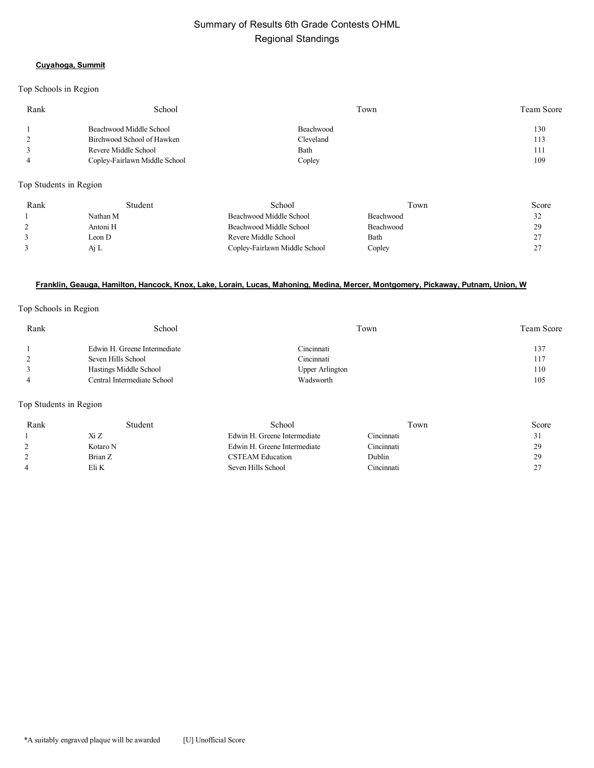# Summary of Results 6th Grade Contests OHML
## Regional Standings

### Cuyahoga, Summit

Top Schools in Region

| Rank | School | Town | Team Score |
|---|---|---|---|
| 1 | Beachwood Middle School | Beachwood | 130 |
| 2 | Birchwood School of Hawken | Cleveland | 113 |
| 3 | Revere Middle School | Bath | 111 |
| 4 | Copley-Fairlawn Middle School | Copley | 109 |

Top Students in Region

| Rank | Student | School | Town | Score |
|---|---|---|---|---|
| 1 | Nathan M | Beachwood Middle School | Beachwood | 32 |
| 2 | Antoni H | Beachwood Middle School | Beachwood | 29 |
| 3 | Leon D | Revere Middle School | Bath | 27 |
| 3 | Aj L | Copley-Fairlawn Middle School | Copley | 27 |

### Franklin, Geauga, Hamilton, Hancock, Knox, Lake, Lorain, Lucas, Mahoning, Medina, Mercer, Montgomery, Pickaway, Putnam, Union, W

Top Schools in Region

| Rank | School | Town | Team Score |
|---|---|---|---|
| 1 | Edwin H. Greene Intermediate | Cincinnati | 137 |
| 2 | Seven Hills School | Cincinnati | 117 |
| 3 | Hastings Middle School | Upper Arlington | 110 |
| 4 | Central Intermediate School | Wadsworth | 105 |

Top Students in Region

| Rank | Student | School | Town | Score |
|---|---|---|---|---|
| 1 | Xi Z | Edwin H. Greene Intermediate | Cincinnati | 31 |
| 2 | Kotaro N | Edwin H. Greene Intermediate | Cincinnati | 29 |
| 2 | Brian Z | CSTEAM Education | Dublin | 29 |
| 4 | Eli K | Seven Hills School | Cincinnati | 27 |

*A suitably engraved plaque will be awarded [U] Unofficial Score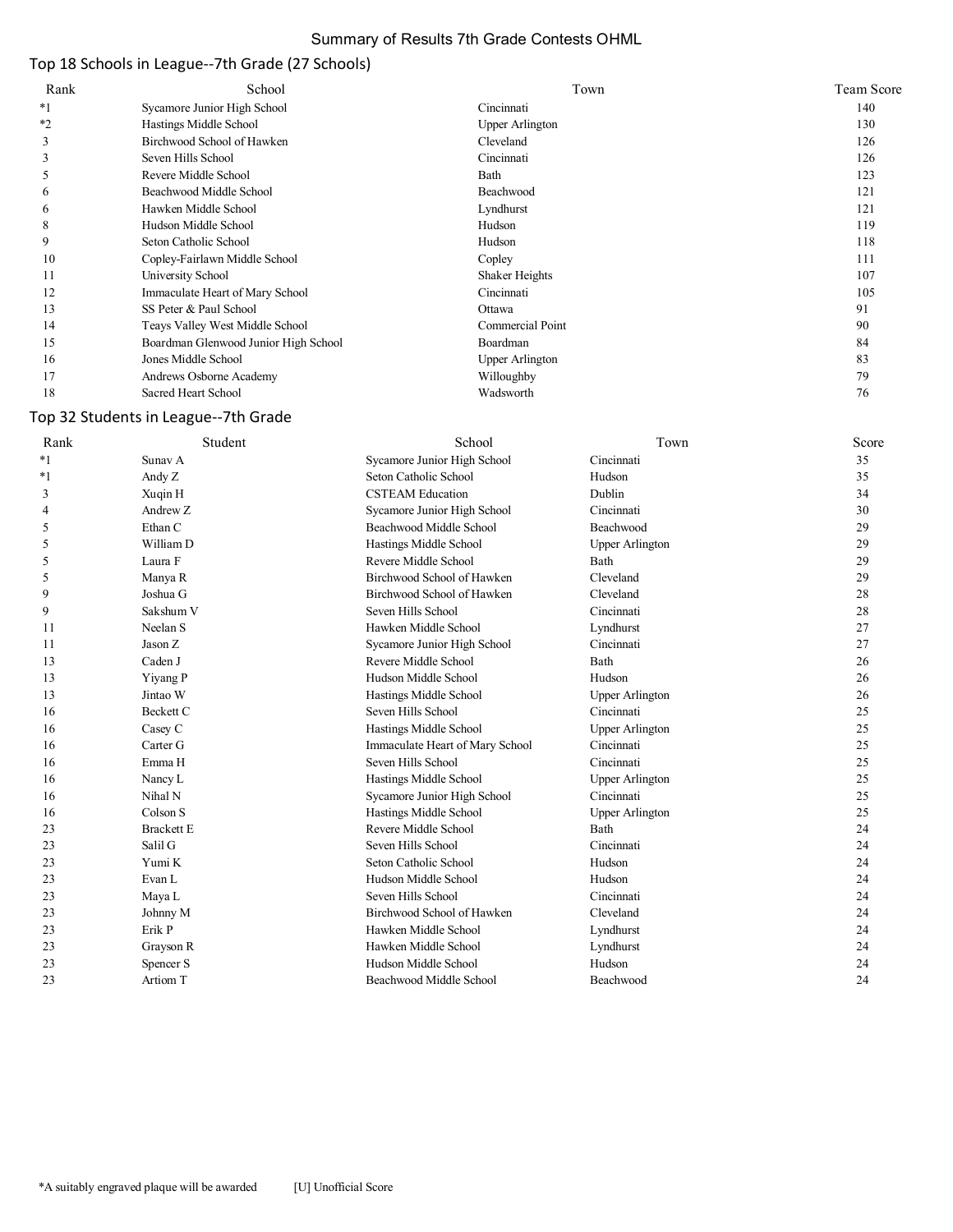# Summary of Results 7th Grade Contests OHML

## Top 18 Schools in League--7th Grade (27 Schools)

| Rank | School | Town | Team Score |
|---|---|---|---|
| *1 | Sycamore Junior High School | Cincinnati | 140 |
| *2 | Hastings Middle School | Upper Arlington | 130 |
| 3 | Birchwood School of Hawken | Cleveland | 126 |
| 3 | Seven Hills School | Cincinnati | 126 |
| 5 | Revere Middle School | Bath | 123 |
| 6 | Beachwood Middle School | Beachwood | 121 |
| 6 | Hawken Middle School | Lyndhurst | 121 |
| 8 | Hudson Middle School | Hudson | 119 |
| 9 | Seton Catholic School | Hudson | 118 |
| 10 | Copley-Fairlawn Middle School | Copley | 111 |
| 11 | University School | Shaker Heights | 107 |
| 12 | Immaculate Heart of Mary School | Cincinnati | 105 |
| 13 | SS Peter & Paul School | Ottawa | 91 |
| 14 | Teays Valley West Middle School | Commercial Point | 90 |
| 15 | Boardman Glenwood Junior High School | Boardman | 84 |
| 16 | Jones Middle School | Upper Arlington | 83 |
| 17 | Andrews Osborne Academy | Willoughby | 79 |
| 18 | Sacred Heart School | Wadsworth | 76 |

## Top 32 Students in League--7th Grade

| Rank | Student | School | Town | Score |
|---|---|---|---|---|
| *1 | Sunav A | Sycamore Junior High School | Cincinnati | 35 |
| *1 | Andy Z | Seton Catholic School | Hudson | 35 |
| 3 | Xuqin H | CSTEAM Education | Dublin | 34 |
| 4 | Andrew Z | Sycamore Junior High School | Cincinnati | 30 |
| 5 | Ethan C | Beachwood Middle School | Beachwood | 29 |
| 5 | William D | Hastings Middle School | Upper Arlington | 29 |
| 5 | Laura F | Revere Middle School | Bath | 29 |
| 5 | Manya R | Birchwood School of Hawken | Cleveland | 29 |
| 9 | Joshua G | Birchwood School of Hawken | Cleveland | 28 |
| 9 | Sakshum V | Seven Hills School | Cincinnati | 28 |
| 11 | Neelan S | Hawken Middle School | Lyndhurst | 27 |
| 11 | Jason Z | Sycamore Junior High School | Cincinnati | 27 |
| 13 | Caden J | Revere Middle School | Bath | 26 |
| 13 | Yiyang P | Hudson Middle School | Hudson | 26 |
| 13 | Jintao W | Hastings Middle School | Upper Arlington | 26 |
| 16 | Beckett C | Seven Hills School | Cincinnati | 25 |
| 16 | Casey C | Hastings Middle School | Upper Arlington | 25 |
| 16 | Carter G | Immaculate Heart of Mary School | Cincinnati | 25 |
| 16 | Emma H | Seven Hills School | Cincinnati | 25 |
| 16 | Nancy L | Hastings Middle School | Upper Arlington | 25 |
| 16 | Nihal N | Sycamore Junior High School | Cincinnati | 25 |
| 16 | Colson S | Hastings Middle School | Upper Arlington | 25 |
| 23 | Brackett E | Revere Middle School | Bath | 24 |
| 23 | Salil G | Seven Hills School | Cincinnati | 24 |
| 23 | Yumi K | Seton Catholic School | Hudson | 24 |
| 23 | Evan L | Hudson Middle School | Hudson | 24 |
| 23 | Maya L | Seven Hills School | Cincinnati | 24 |
| 23 | Johnny M | Birchwood School of Hawken | Cleveland | 24 |
| 23 | Erik P | Hawken Middle School | Lyndhurst | 24 |
| 23 | Grayson R | Hawken Middle School | Lyndhurst | 24 |
| 23 | Spencer S | Hudson Middle School | Hudson | 24 |
| 23 | Artiom T | Beachwood Middle School | Beachwood | 24 |

*A suitably engraved plaque will be awarded [U] Unofficial Score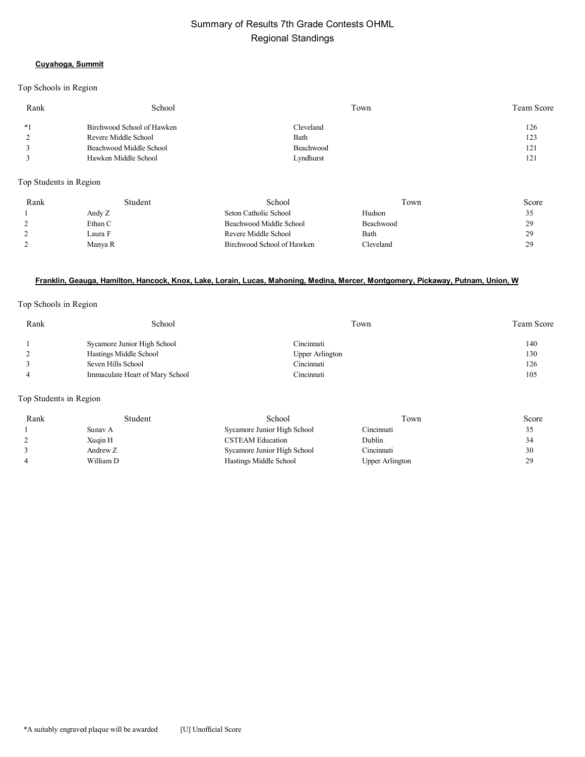# Summary of Results 7th Grade Contests OHML
## Regional Standings

**Cuyahoga, Summit**

Top Schools in Region

| Rank | School | Town | Team Score |
|---|---|---|---|
| *1 | Birchwood School of Hawken | Cleveland | 126 |
| 2 | Revere Middle School | Bath | 123 |
| 3 | Beachwood Middle School | Beachwood | 121 |
| 3 | Hawken Middle School | Lyndhurst | 121 |

Top Students in Region

| Rank | Student | School | Town | Score |
|---|---|---|---|---|
| 1 | Andy Z | Seton Catholic School | Hudson | 35 |
| 2 | Ethan C | Beachwood Middle School | Beachwood | 29 |
| 2 | Laura F | Revere Middle School | Bath | 29 |
| 2 | Manya R | Birchwood School of Hawken | Cleveland | 29 |

**Franklin, Geauga, Hamilton, Hancock, Knox, Lake, Lorain, Lucas, Mahoning, Medina, Mercer, Montgomery, Pickaway, Putnam, Union, W**

Top Schools in Region

| Rank | School | Town | Team Score |
|---|---|---|---|
| 1 | Sycamore Junior High School | Cincinnati | 140 |
| 2 | Hastings Middle School | Upper Arlington | 130 |
| 3 | Seven Hills School | Cincinnati | 126 |
| 4 | Immaculate Heart of Mary School | Cincinnati | 105 |

Top Students in Region

| Rank | Student | School | Town | Score |
|---|---|---|---|---|
| 1 | Sunav A | Sycamore Junior High School | Cincinnati | 35 |
| 2 | Xuqin H | CSTEAM Education | Dublin | 34 |
| 3 | Andrew Z | Sycamore Junior High School | Cincinnati | 30 |
| 4 | William D | Hastings Middle School | Upper Arlington | 29 |

*A suitably engraved plaque will be awarded [U] Unofficial Score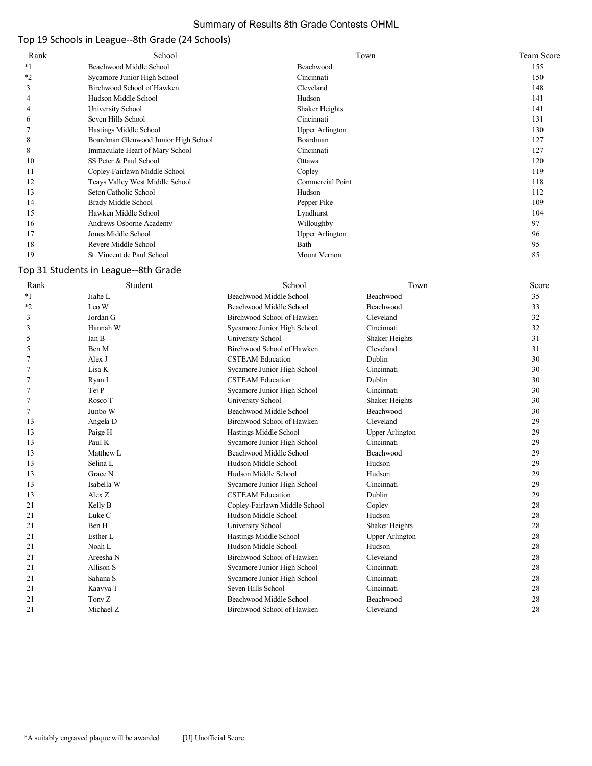# Summary of Results 8th Grade Contests OHML

## Top 19 Schools in League--8th Grade (24 Schools)

| Rank | School | Town | Team Score |
|---|---|---|---|
| *1 | Beachwood Middle School | Beachwood | 155 |
| *2 | Sycamore Junior High School | Cincinnati | 150 |
| 3 | Birchwood School of Hawken | Cleveland | 148 |
| 4 | Hudson Middle School | Hudson | 141 |
| 4 | University School | Shaker Heights | 141 |
| 6 | Seven Hills School | Cincinnati | 131 |
| 7 | Hastings Middle School | Upper Arlington | 130 |
| 8 | Boardman Glenwood Junior High School | Boardman | 127 |
| 8 | Immaculate Heart of Mary School | Cincinnati | 127 |
| 10 | SS Peter & Paul School | Ottawa | 120 |
| 11 | Copley-Fairlawn Middle School | Copley | 119 |
| 12 | Teays Valley West Middle School | Commercial Point | 118 |
| 13 | Seton Catholic School | Hudson | 112 |
| 14 | Brady Middle School | Pepper Pike | 109 |
| 15 | Hawken Middle School | Lyndhurst | 104 |
| 16 | Andrews Osborne Academy | Willoughby | 97 |
| 17 | Jones Middle School | Upper Arlington | 96 |
| 18 | Revere Middle School | Bath | 95 |
| 19 | St. Vincent de Paul School | Mount Vernon | 85 |

## Top 31 Students in League--8th Grade

| Rank | Student | School | Town | Score |
|---|---|---|---|---|
| *1 | Jiahe L | Beachwood Middle School | Beachwood | 35 |
| *2 | Leo W | Beachwood Middle School | Beachwood | 33 |
| 3 | Jordan G | Birchwood School of Hawken | Cleveland | 32 |
| 3 | Hannah W | Sycamore Junior High School | Cincinnati | 32 |
| 5 | Ian B | University School | Shaker Heights | 31 |
| 5 | Ben M | Birchwood School of Hawken | Cleveland | 31 |
| 7 | Alex J | CSTEAM Education | Dublin | 30 |
| 7 | Lisa K | Sycamore Junior High School | Cincinnati | 30 |
| 7 | Ryan L | CSTEAM Education | Dublin | 30 |
| 7 | Tej P | Sycamore Junior High School | Cincinnati | 30 |
| 7 | Rosco T | University School | Shaker Heights | 30 |
| 7 | Junbo W | Beachwood Middle School | Beachwood | 30 |
| 13 | Angela D | Birchwood School of Hawken | Cleveland | 29 |
| 13 | Paige H | Hastings Middle School | Upper Arlington | 29 |
| 13 | Paul K | Sycamore Junior High School | Cincinnati | 29 |
| 13 | Matthew L | Beachwood Middle School | Beachwood | 29 |
| 13 | Selina L | Hudson Middle School | Hudson | 29 |
| 13 | Grace N | Hudson Middle School | Hudson | 29 |
| 13 | Isabella W | Sycamore Junior High School | Cincinnati | 29 |
| 13 | Alex Z | CSTEAM Education | Dublin | 29 |
| 21 | Kelly B | Copley-Fairlawn Middle School | Copley | 28 |
| 21 | Luke C | Hudson Middle School | Hudson | 28 |
| 21 | Ben H | University School | Shaker Heights | 28 |
| 21 | Esther L | Hastings Middle School | Upper Arlington | 28 |
| 21 | Noah L | Hudson Middle School | Hudson | 28 |
| 21 | Areesha N | Birchwood School of Hawken | Cleveland | 28 |
| 21 | Allison S | Sycamore Junior High School | Cincinnati | 28 |
| 21 | Sahana S | Sycamore Junior High School | Cincinnati | 28 |
| 21 | Kaavya T | Seven Hills School | Cincinnati | 28 |
| 21 | Tony Z | Beachwood Middle School | Beachwood | 28 |
| 21 | Michael Z | Birchwood School of Hawken | Cleveland | 28 |

*A suitably engraved plaque will be awarded [U] Unofficial Score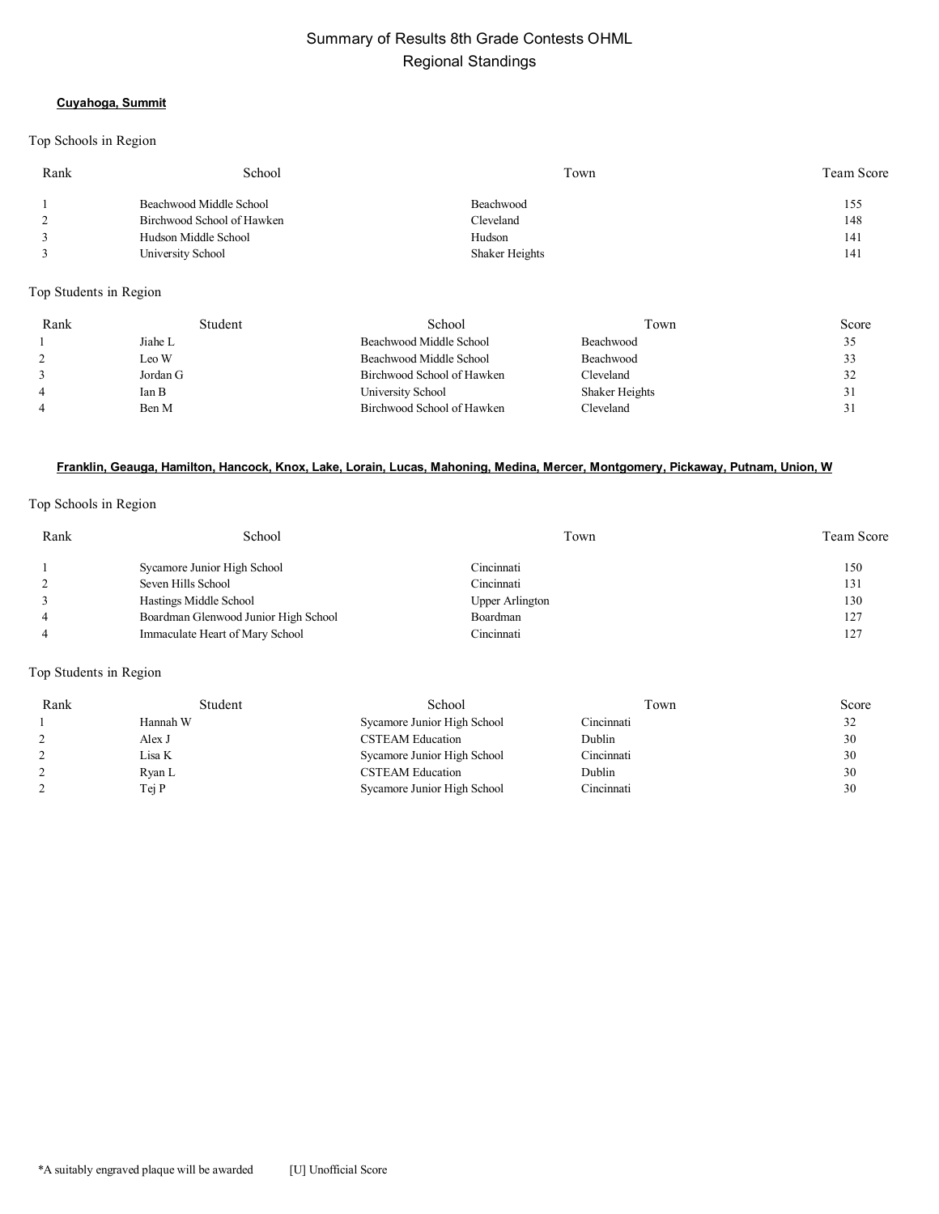# Summary of Results 8th Grade Contests OHML
## Regional Standings

**Cuyahoga, Summit**

Top Schools in Region

| Rank | School | Town | Team Score |
|---|---|---|---|
| 1 | Beachwood Middle School | Beachwood | 155 |
| 2 | Birchwood School of Hawken | Cleveland | 148 |
| 3 | Hudson Middle School | Hudson | 141 |
| 3 | University School | Shaker Heights | 141 |

Top Students in Region

| Rank | Student | School | Town | Score |
|---|---|---|---|---|
| 1 | Jiahe L | Beachwood Middle School | Beachwood | 35 |
| 2 | Leo W | Beachwood Middle School | Beachwood | 33 |
| 3 | Jordan G | Birchwood School of Hawken | Cleveland | 32 |
| 4 | Ian B | University School | Shaker Heights | 31 |
| 4 | Ben M | Birchwood School of Hawken | Cleveland | 31 |

**Franklin, Geauga, Hamilton, Hancock, Knox, Lake, Lorain, Lucas, Mahoning, Medina, Mercer, Montgomery, Pickaway, Putnam, Union, W**

Top Schools in Region

| Rank | School | Town | Team Score |
|---|---|---|---|
| 1 | Sycamore Junior High School | Cincinnati | 150 |
| 2 | Seven Hills School | Cincinnati | 131 |
| 3 | Hastings Middle School | Upper Arlington | 130 |
| 4 | Boardman Glenwood Junior High School | Boardman | 127 |
| 4 | Immaculate Heart of Mary School | Cincinnati | 127 |

Top Students in Region

| Rank | Student | School | Town | Score |
|---|---|---|---|---|
| 1 | Hannah W | Sycamore Junior High School | Cincinnati | 32 |
| 2 | Alex J | CSTEAM Education | Dublin | 30 |
| 2 | Lisa K | Sycamore Junior High School | Cincinnati | 30 |
| 2 | Ryan L | CSTEAM Education | Dublin | 30 |
| 2 | Tej P | Sycamore Junior High School | Cincinnati | 30 |

*A suitably engraved plaque will be awarded [U] Unofficial Score